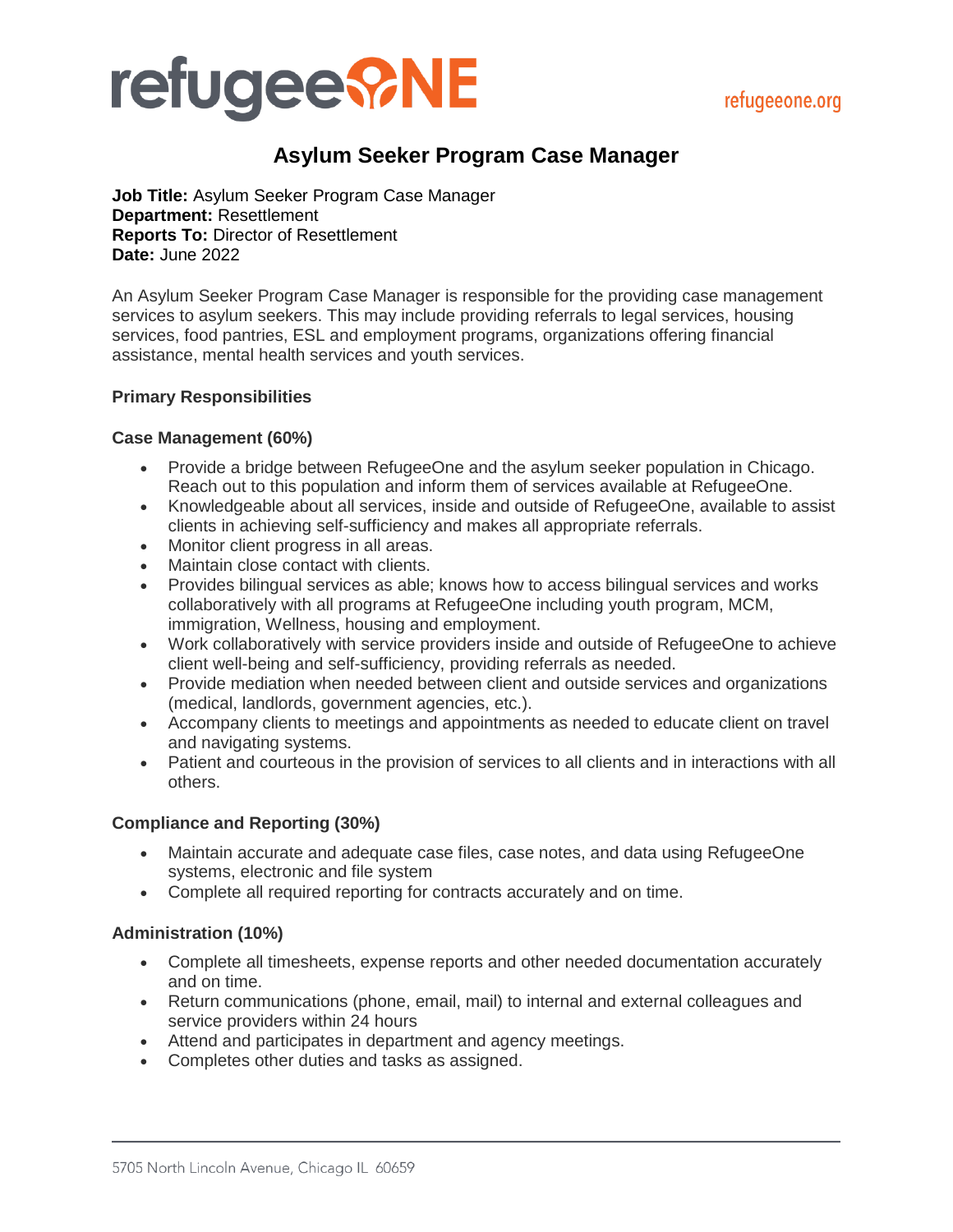# Asylum Seeker Program Case Manager

**Job Title:** Asylum Seeker Program Case Manager
**Department:** Resettlement
**Reports To:** Director of Resettlement
**Date:** June 2022

An Asylum Seeker Program Case Manager is responsible for the providing case management services to asylum seekers. This may include providing referrals to legal services, housing services, food pantries, ESL and employment programs, organizations offering financial assistance, mental health services and youth services.

## Primary Responsibilities

### Case Management (60%)

- Provide a bridge between RefugeeOne and the asylum seeker population in Chicago. Reach out to this population and inform them of services available at RefugeeOne.
- Knowledgeable about all services, inside and outside of RefugeeOne, available to assist clients in achieving self-sufficiency and makes all appropriate referrals.
- Monitor client progress in all areas.
- Maintain close contact with clients.
- Provides bilingual services as able; knows how to access bilingual services and works collaboratively with all programs at RefugeeOne including youth program, MCM, immigration, Wellness, housing and employment.
- Work collaboratively with service providers inside and outside of RefugeeOne to achieve client well-being and self-sufficiency, providing referrals as needed.
- Provide mediation when needed between client and outside services and organizations (medical, landlords, government agencies, etc.).
- Accompany clients to meetings and appointments as needed to educate client on travel and navigating systems.
- Patient and courteous in the provision of services to all clients and in interactions with all others.

### Compliance and Reporting (30%)

- Maintain accurate and adequate case files, case notes, and data using RefugeeOne systems, electronic and file system
- Complete all required reporting for contracts accurately and on time.

### Administration (10%)

- Complete all timesheets, expense reports and other needed documentation accurately and on time.
- Return communications (phone, email, mail) to internal and external colleagues and service providers within 24 hours
- Attend and participates in department and agency meetings.
- Completes other duties and tasks as assigned.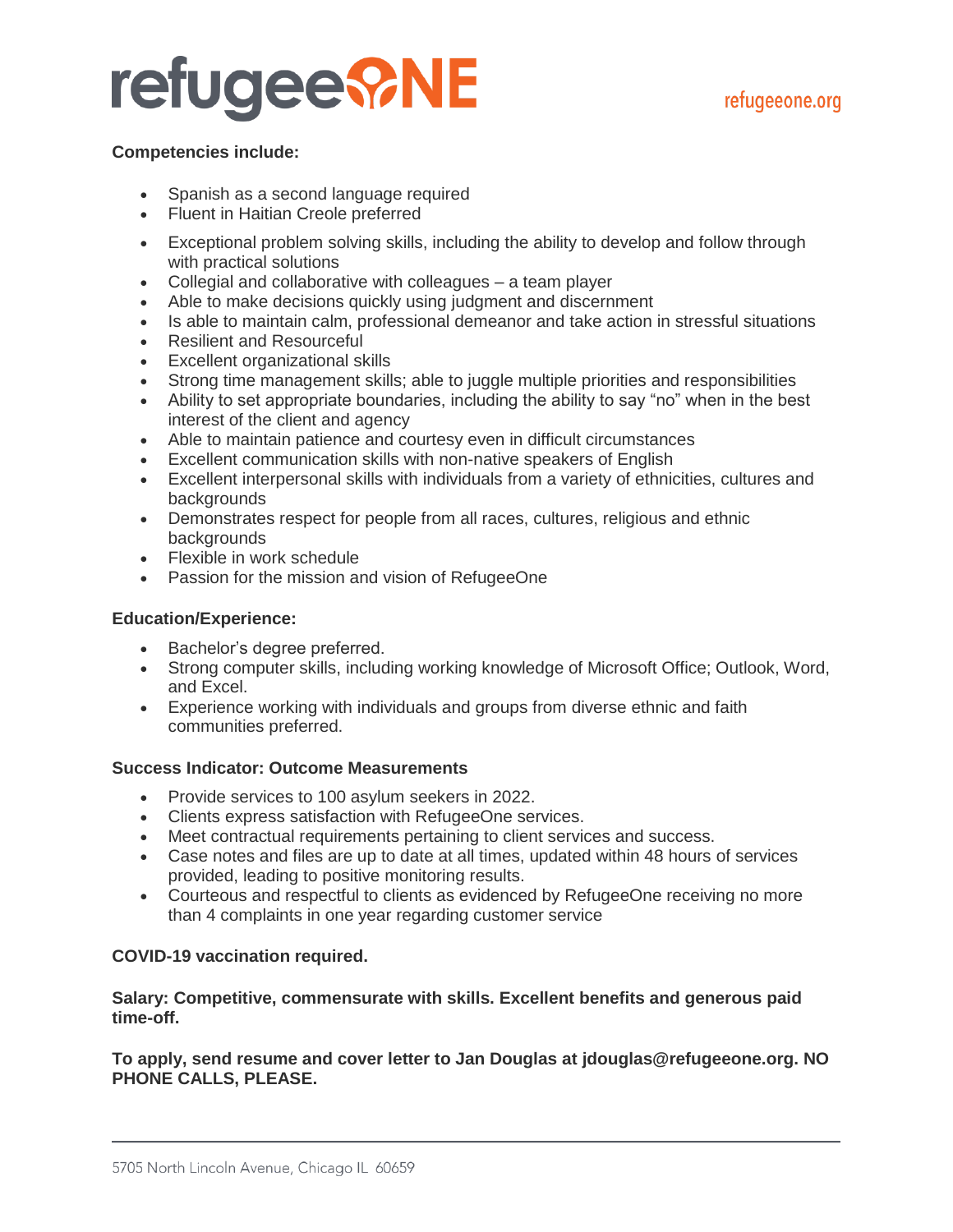**Competencies include:**

- Spanish as a second language required
- Fluent in Haitian Creole preferred
- Exceptional problem solving skills, including the ability to develop and follow through with practical solutions
- Collegial and collaborative with colleagues – a team player
- Able to make decisions quickly using judgment and discernment
- Is able to maintain calm, professional demeanor and take action in stressful situations
- Resilient and Resourceful
- Excellent organizational skills
- Strong time management skills; able to juggle multiple priorities and responsibilities
- Ability to set appropriate boundaries, including the ability to say "no" when in the best interest of the client and agency
- Able to maintain patience and courtesy even in difficult circumstances
- Excellent communication skills with non-native speakers of English
- Excellent interpersonal skills with individuals from a variety of ethnicities, cultures and backgrounds
- Demonstrates respect for people from all races, cultures, religious and ethnic backgrounds
- Flexible in work schedule
- Passion for the mission and vision of RefugeeOne

**Education/Experience:**

- Bachelor's degree preferred.
- Strong computer skills, including working knowledge of Microsoft Office; Outlook, Word, and Excel.
- Experience working with individuals and groups from diverse ethnic and faith communities preferred.

**Success Indicator: Outcome Measurements**

- Provide services to 100 asylum seekers in 2022.
- Clients express satisfaction with RefugeeOne services.
- Meet contractual requirements pertaining to client services and success.
- Case notes and files are up to date at all times, updated within 48 hours of services provided, leading to positive monitoring results.
- Courteous and respectful to clients as evidenced by RefugeeOne receiving no more than 4 complaints in one year regarding customer service

**COVID-19 vaccination required.**

**Salary: Competitive, commensurate with skills. Excellent benefits and generous paid time-off.**

**To apply, send resume and cover letter to Jan Douglas at jdouglas@refugeeone.org. NO PHONE CALLS, PLEASE.**